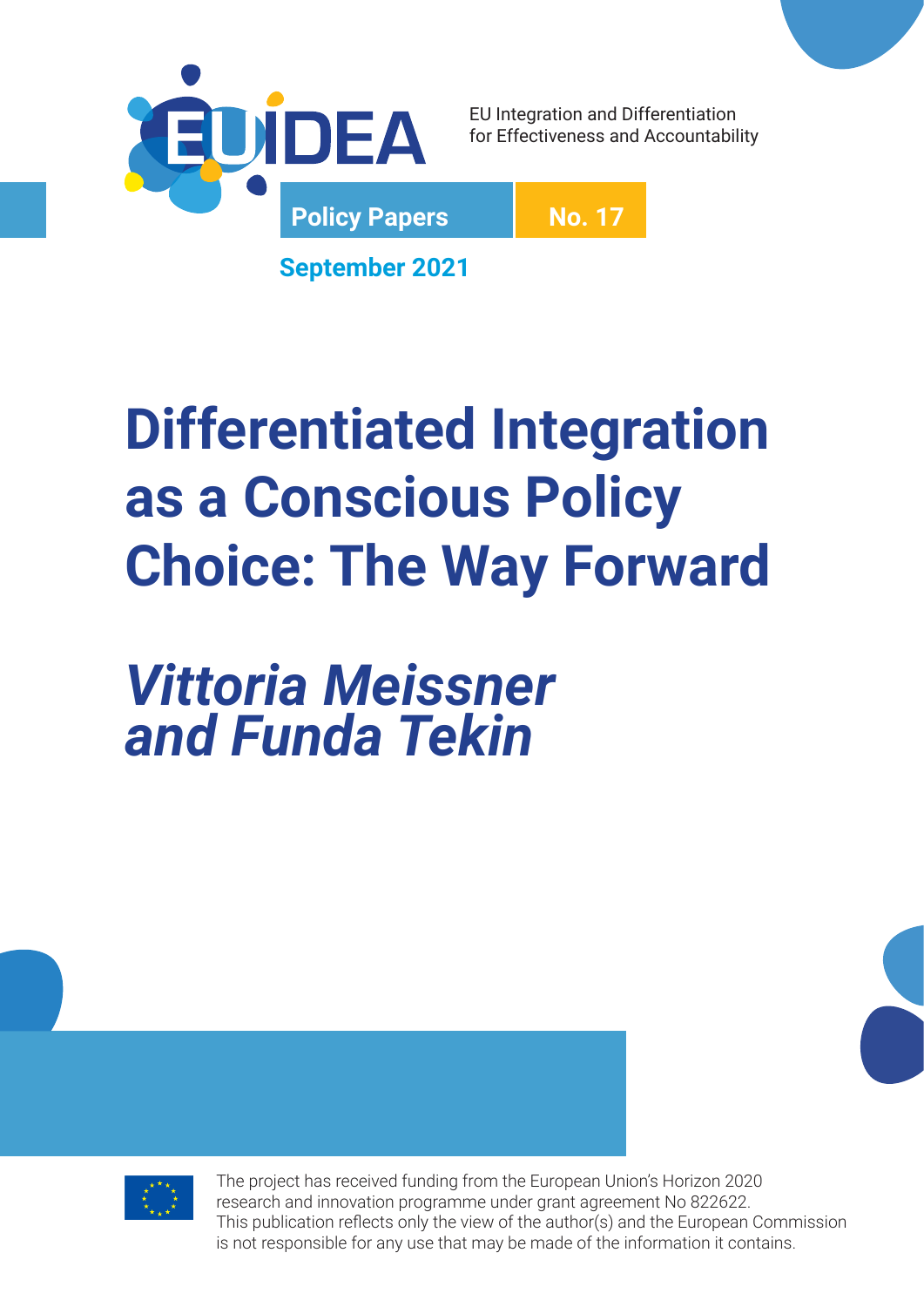EUIDEA

EU Integration and Differentiation for Effectiveness and Accountability

**Policy Papers** **No. 17**

**September 2021**

# Differentiated Integration as a Conscious Policy Choice: The Way Forward

## *Vittoria Meissner and Funda Tekin*

The project has received funding from the European Union's Horizon 2020 research and innovation programme under grant agreement No 822622.
This publication reflects only the view of the author(s) and the European Commission is not responsible for any use that may be made of the information it contains.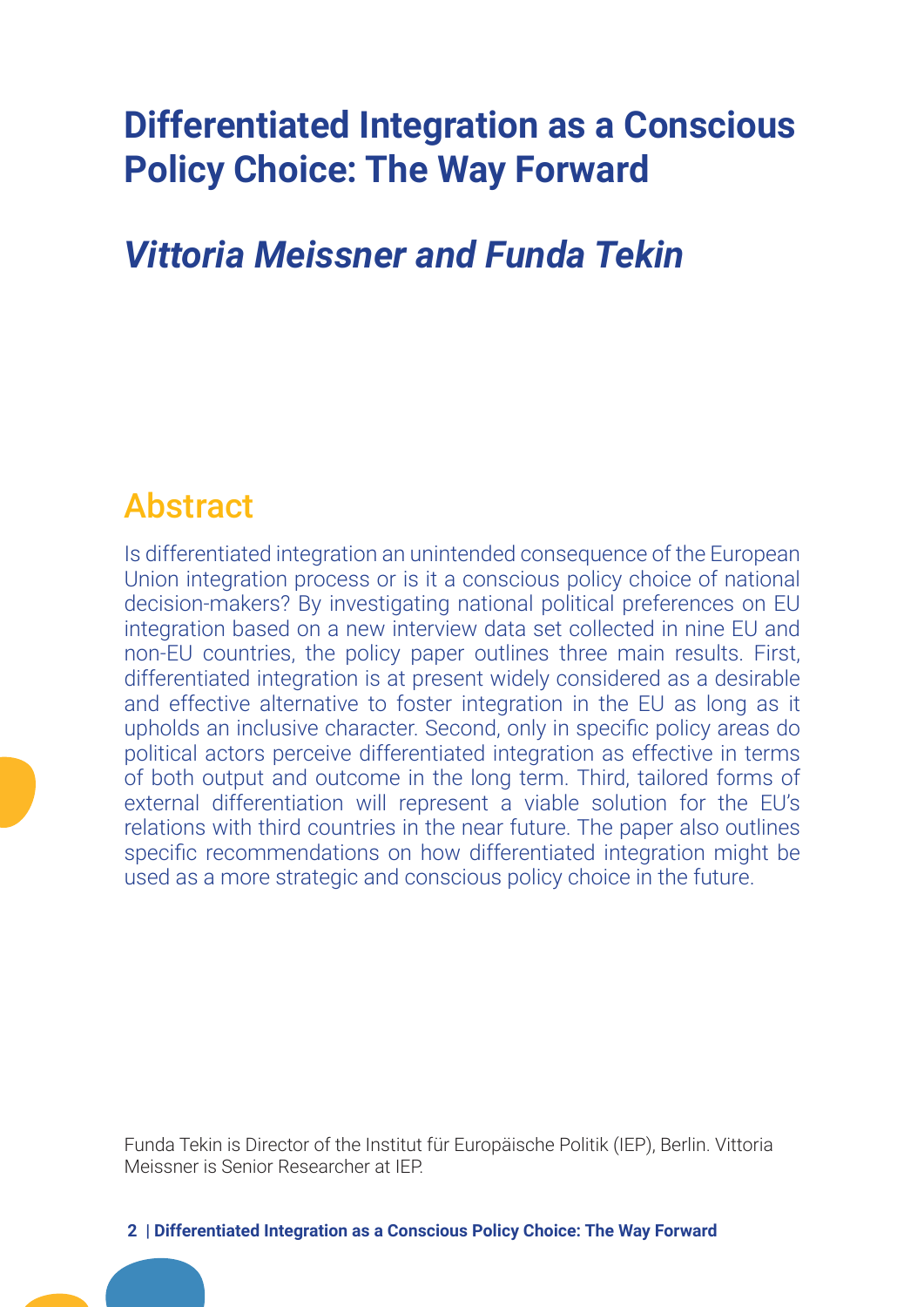# Differentiated Integration as a Conscious Policy Choice: The Way Forward

## *Vittoria Meissner and Funda Tekin*

## Abstract

Is differentiated integration an unintended consequence of the European Union integration process or is it a conscious policy choice of national decision-makers? By investigating national political preferences on EU integration based on a new interview data set collected in nine EU and non-EU countries, the policy paper outlines three main results. First, differentiated integration is at present widely considered as a desirable and effective alternative to foster integration in the EU as long as it upholds an inclusive character. Second, only in specific policy areas do political actors perceive differentiated integration as effective in terms of both output and outcome in the long term. Third, tailored forms of external differentiation will represent a viable solution for the EU's relations with third countries in the near future. The paper also outlines specific recommendations on how differentiated integration might be used as a more strategic and conscious policy choice in the future.

Funda Tekin is Director of the Institut für Europäische Politik (IEP), Berlin. Vittoria Meissner is Senior Researcher at IEP.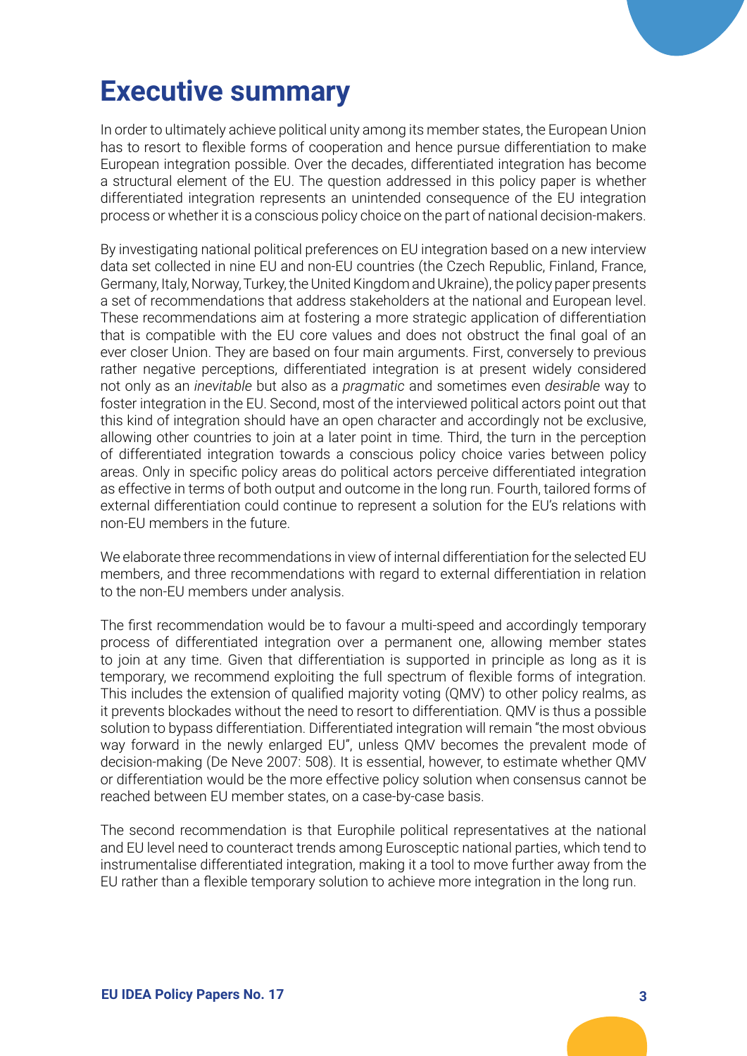# Executive summary

In order to ultimately achieve political unity among its member states, the European Union has to resort to flexible forms of cooperation and hence pursue differentiation to make European integration possible. Over the decades, differentiated integration has become a structural element of the EU. The question addressed in this policy paper is whether differentiated integration represents an unintended consequence of the EU integration process or whether it is a conscious policy choice on the part of national decision-makers.

By investigating national political preferences on EU integration based on a new interview data set collected in nine EU and non-EU countries (the Czech Republic, Finland, France, Germany, Italy, Norway, Turkey, the United Kingdom and Ukraine), the policy paper presents a set of recommendations that address stakeholders at the national and European level. These recommendations aim at fostering a more strategic application of differentiation that is compatible with the EU core values and does not obstruct the final goal of an ever closer Union. They are based on four main arguments. First, conversely to previous rather negative perceptions, differentiated integration is at present widely considered not only as an *inevitable* but also as a *pragmatic* and sometimes even *desirable* way to foster integration in the EU. Second, most of the interviewed political actors point out that this kind of integration should have an open character and accordingly not be exclusive, allowing other countries to join at a later point in time. Third, the turn in the perception of differentiated integration towards a conscious policy choice varies between policy areas. Only in specific policy areas do political actors perceive differentiated integration as effective in terms of both output and outcome in the long run. Fourth, tailored forms of external differentiation could continue to represent a solution for the EU's relations with non-EU members in the future.

We elaborate three recommendations in view of internal differentiation for the selected EU members, and three recommendations with regard to external differentiation in relation to the non-EU members under analysis.

The first recommendation would be to favour a multi-speed and accordingly temporary process of differentiated integration over a permanent one, allowing member states to join at any time. Given that differentiation is supported in principle as long as it is temporary, we recommend exploiting the full spectrum of flexible forms of integration. This includes the extension of qualified majority voting (QMV) to other policy realms, as it prevents blockades without the need to resort to differentiation. QMV is thus a possible solution to bypass differentiation. Differentiated integration will remain "the most obvious way forward in the newly enlarged EU", unless QMV becomes the prevalent mode of decision-making (De Neve 2007: 508). It is essential, however, to estimate whether QMV or differentiation would be the more effective policy solution when consensus cannot be reached between EU member states, on a case-by-case basis.

The second recommendation is that Europhile political representatives at the national and EU level need to counteract trends among Eurosceptic national parties, which tend to instrumentalise differentiated integration, making it a tool to move further away from the EU rather than a flexible temporary solution to achieve more integration in the long run.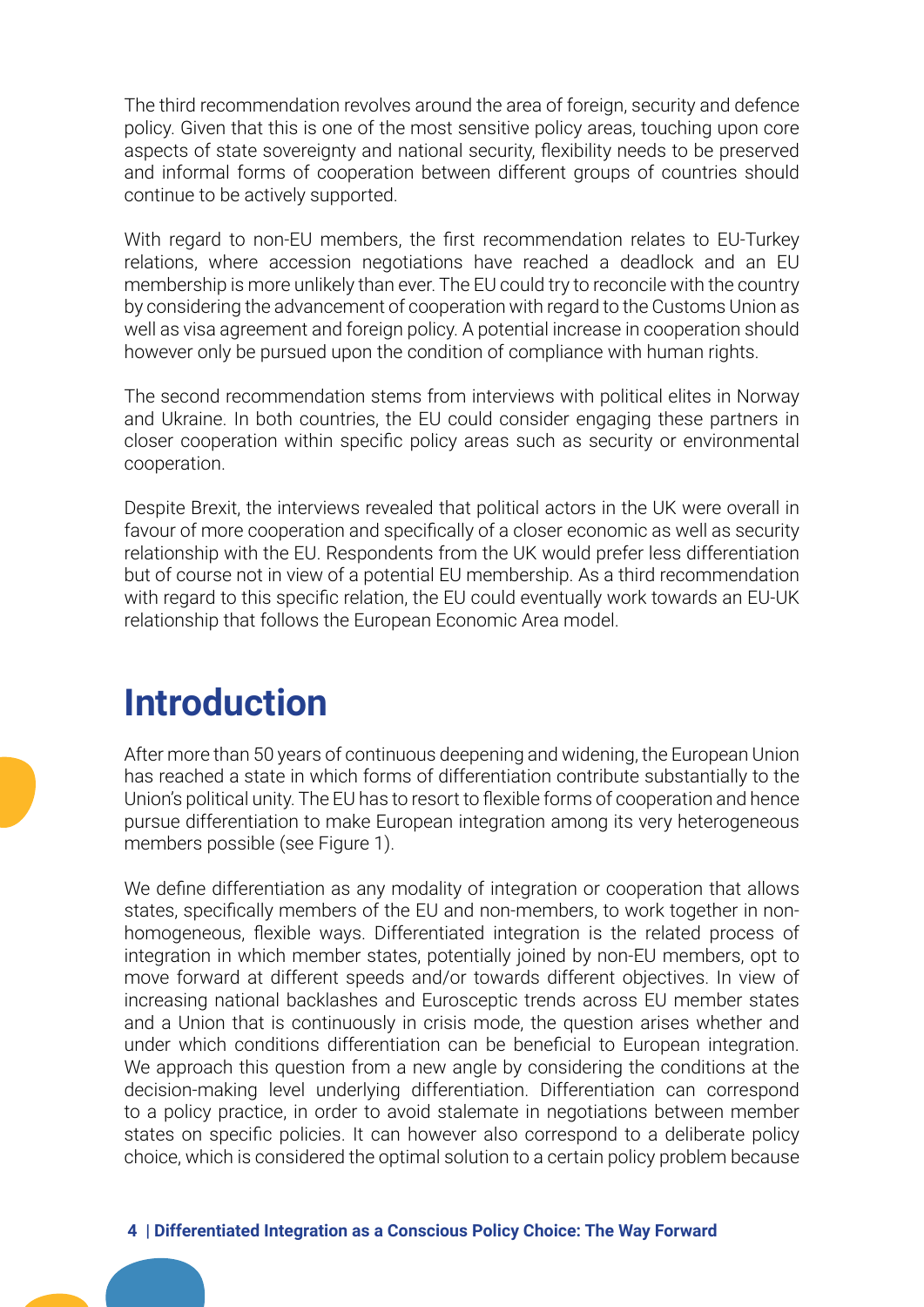The third recommendation revolves around the area of foreign, security and defence policy. Given that this is one of the most sensitive policy areas, touching upon core aspects of state sovereignty and national security, flexibility needs to be preserved and informal forms of cooperation between different groups of countries should continue to be actively supported.

With regard to non-EU members, the first recommendation relates to EU-Turkey relations, where accession negotiations have reached a deadlock and an EU membership is more unlikely than ever. The EU could try to reconcile with the country by considering the advancement of cooperation with regard to the Customs Union as well as visa agreement and foreign policy. A potential increase in cooperation should however only be pursued upon the condition of compliance with human rights.

The second recommendation stems from interviews with political elites in Norway and Ukraine. In both countries, the EU could consider engaging these partners in closer cooperation within specific policy areas such as security or environmental cooperation.

Despite Brexit, the interviews revealed that political actors in the UK were overall in favour of more cooperation and specifically of a closer economic as well as security relationship with the EU. Respondents from the UK would prefer less differentiation but of course not in view of a potential EU membership. As a third recommendation with regard to this specific relation, the EU could eventually work towards an EU-UK relationship that follows the European Economic Area model.

# Introduction

After more than 50 years of continuous deepening and widening, the European Union has reached a state in which forms of differentiation contribute substantially to the Union's political unity. The EU has to resort to flexible forms of cooperation and hence pursue differentiation to make European integration among its very heterogeneous members possible (see Figure 1).

We define differentiation as any modality of integration or cooperation that allows states, specifically members of the EU and non-members, to work together in non-homogeneous, flexible ways. Differentiated integration is the related process of integration in which member states, potentially joined by non-EU members, opt to move forward at different speeds and/or towards different objectives. In view of increasing national backlashes and Eurosceptic trends across EU member states and a Union that is continuously in crisis mode, the question arises whether and under which conditions differentiation can be beneficial to European integration. We approach this question from a new angle by considering the conditions at the decision-making level underlying differentiation. Differentiation can correspond to a policy practice, in order to avoid stalemate in negotiations between member states on specific policies. It can however also correspond to a deliberate policy choice, which is considered the optimal solution to a certain policy problem because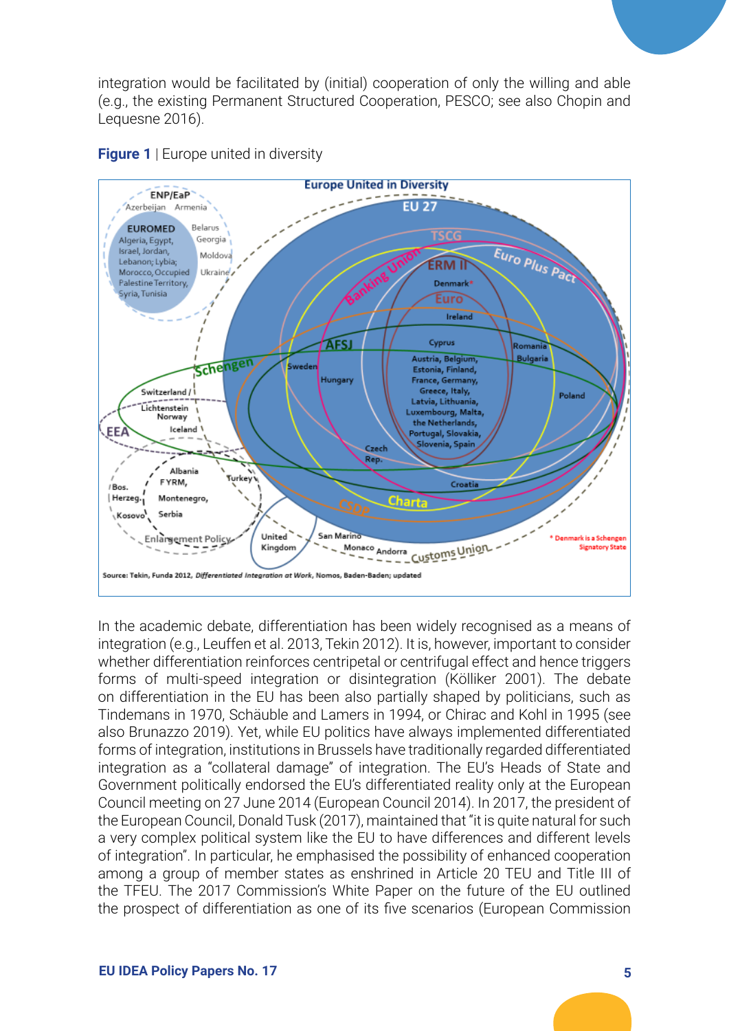integration would be facilitated by (initial) cooperation of only the willing and able (e.g., the existing Permanent Structured Cooperation, PESCO; see also Chopin and Lequesne 2016).

**Figure 1** | Europe united in diversity

In the academic debate, differentiation has been widely recognised as a means of integration (e.g., Leuffen et al. 2013, Tekin 2012). It is, however, important to consider whether differentiation reinforces centripetal or centrifugal effect and hence triggers forms of multi-speed integration or disintegration (Kölliker 2001). The debate on differentiation in the EU has been also partially shaped by politicians, such as Tindemans in 1970, Schäuble and Lamers in 1994, or Chirac and Kohl in 1995 (see also Brunazzo 2019). Yet, while EU politics have always implemented differentiated forms of integration, institutions in Brussels have traditionally regarded differentiated integration as a "collateral damage" of integration. The EU's Heads of State and Government politically endorsed the EU's differentiated reality only at the European Council meeting on 27 June 2014 (European Council 2014). In 2017, the president of the European Council, Donald Tusk (2017), maintained that "it is quite natural for such a very complex political system like the EU to have differences and different levels of integration". In particular, he emphasised the possibility of enhanced cooperation among a group of member states as enshrined in Article 20 TEU and Title III of the TFEU. The 2017 Commission's White Paper on the future of the EU outlined the prospect of differentiation as one of its five scenarios (European Commission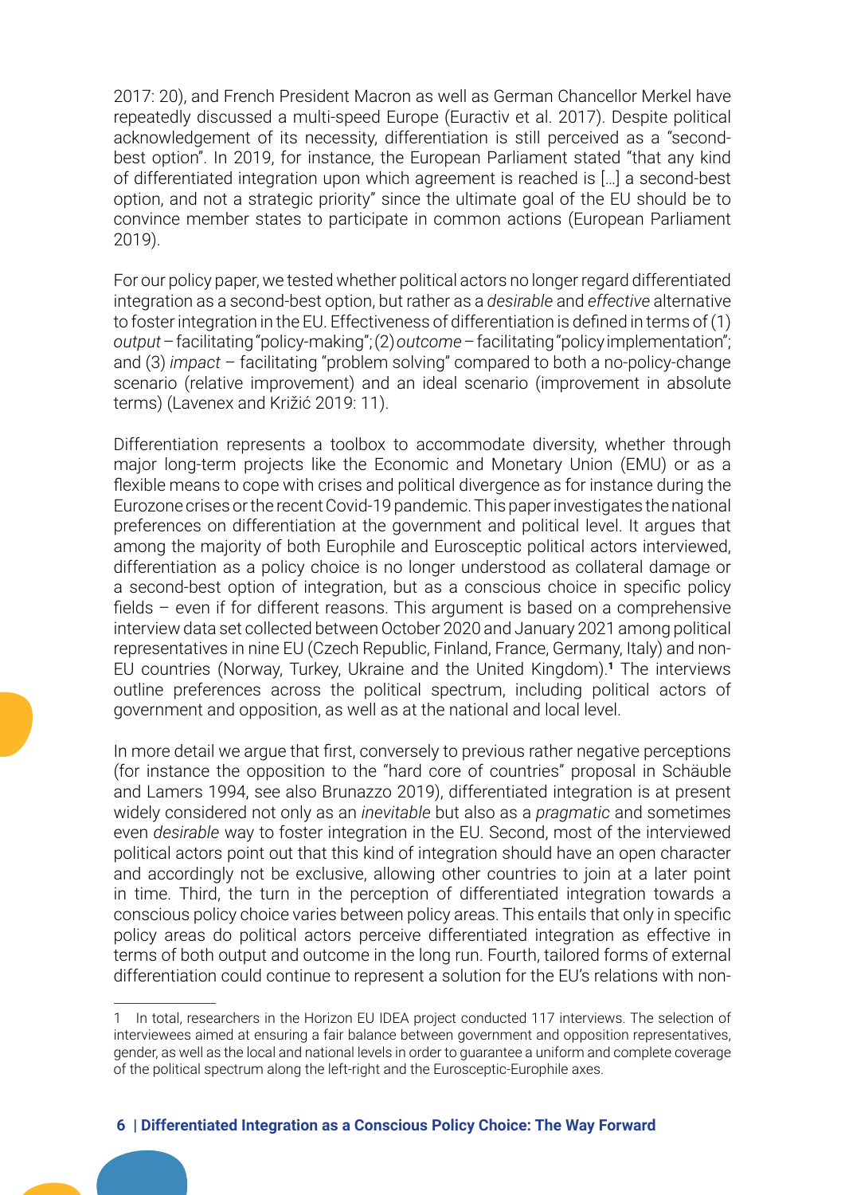2017: 20), and French President Macron as well as German Chancellor Merkel have repeatedly discussed a multi-speed Europe (Euractiv et al. 2017). Despite political acknowledgement of its necessity, differentiation is still perceived as a "second-best option". In 2019, for instance, the European Parliament stated "that any kind of differentiated integration upon which agreement is reached is […] a second-best option, and not a strategic priority" since the ultimate goal of the EU should be to convince member states to participate in common actions (European Parliament 2019).

For our policy paper, we tested whether political actors no longer regard differentiated integration as a second-best option, but rather as a *desirable* and *effective* alternative to foster integration in the EU. Effectiveness of differentiation is defined in terms of (1) *output* – facilitating "policy-making"; (2) *outcome* – facilitating "policy implementation"; and (3) *impact* – facilitating "problem solving" compared to both a no-policy-change scenario (relative improvement) and an ideal scenario (improvement in absolute terms) (Lavenex and Križić 2019: 11).

Differentiation represents a toolbox to accommodate diversity, whether through major long-term projects like the Economic and Monetary Union (EMU) or as a flexible means to cope with crises and political divergence as for instance during the Eurozone crises or the recent Covid-19 pandemic. This paper investigates the national preferences on differentiation at the government and political level. It argues that among the majority of both Europhile and Eurosceptic political actors interviewed, differentiation as a policy choice is no longer understood as collateral damage or a second-best option of integration, but as a conscious choice in specific policy fields – even if for different reasons. This argument is based on a comprehensive interview data set collected between October 2020 and January 2021 among political representatives in nine EU (Czech Republic, Finland, France, Germany, Italy) and non-EU countries (Norway, Turkey, Ukraine and the United Kingdom).[1] The interviews outline preferences across the political spectrum, including political actors of government and opposition, as well as at the national and local level.

In more detail we argue that first, conversely to previous rather negative perceptions (for instance the opposition to the "hard core of countries" proposal in Schäuble and Lamers 1994, see also Brunazzo 2019), differentiated integration is at present widely considered not only as an *inevitable* but also as a *pragmatic* and sometimes even *desirable* way to foster integration in the EU. Second, most of the interviewed political actors point out that this kind of integration should have an open character and accordingly not be exclusive, allowing other countries to join at a later point in time. Third, the turn in the perception of differentiated integration towards a conscious policy choice varies between policy areas. This entails that only in specific policy areas do political actors perceive differentiated integration as effective in terms of both output and outcome in the long run. Fourth, tailored forms of external differentiation could continue to represent a solution for the EU's relations with non-

---

1 In total, researchers in the Horizon EU IDEA project conducted 117 interviews. The selection of interviewees aimed at ensuring a fair balance between government and opposition representatives, gender, as well as the local and national levels in order to guarantee a uniform and complete coverage of the political spectrum along the left-right and the Eurosceptic-Europhile axes.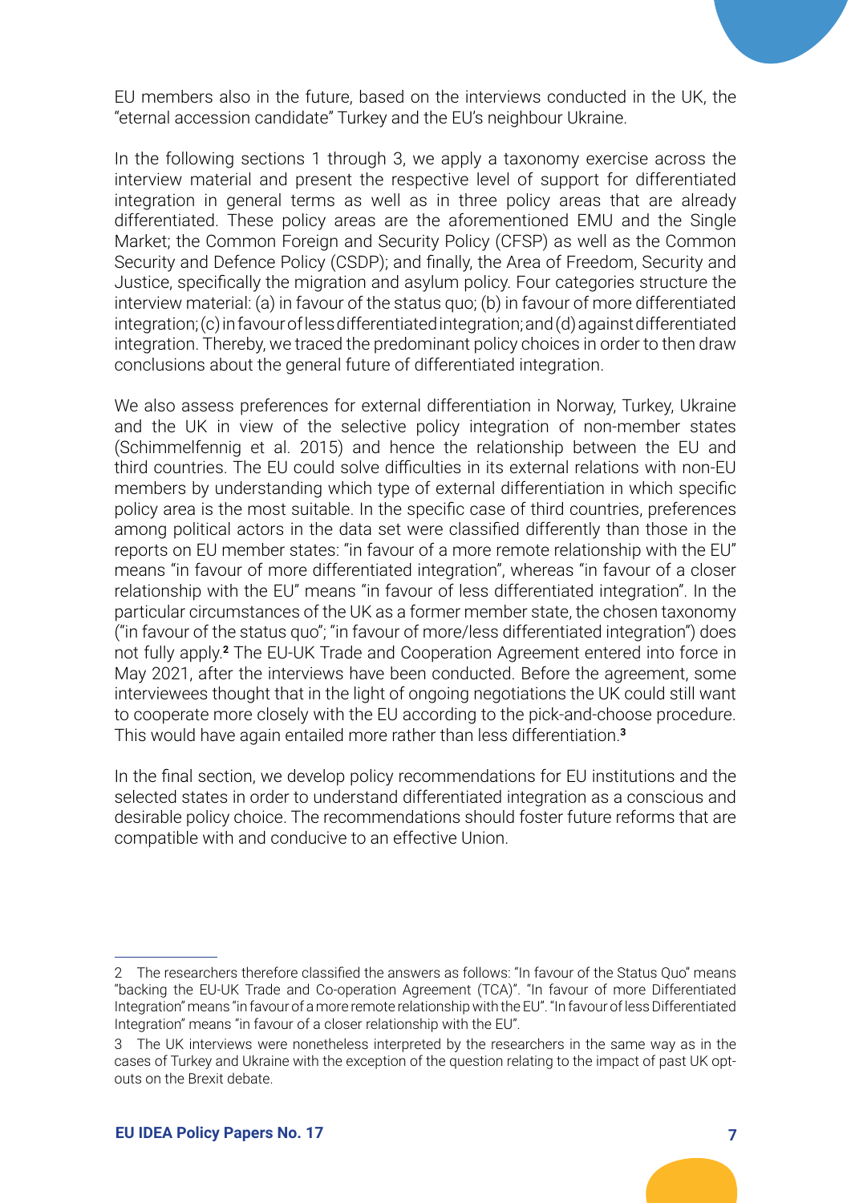EU members also in the future, based on the interviews conducted in the UK, the "eternal accession candidate" Turkey and the EU's neighbour Ukraine.

In the following sections 1 through 3, we apply a taxonomy exercise across the interview material and present the respective level of support for differentiated integration in general terms as well as in three policy areas that are already differentiated. These policy areas are the aforementioned EMU and the Single Market; the Common Foreign and Security Policy (CFSP) as well as the Common Security and Defence Policy (CSDP); and finally, the Area of Freedom, Security and Justice, specifically the migration and asylum policy. Four categories structure the interview material: (a) in favour of the status quo; (b) in favour of more differentiated integration; (c) in favour of less differentiated integration; and (d) against differentiated integration. Thereby, we traced the predominant policy choices in order to then draw conclusions about the general future of differentiated integration.

We also assess preferences for external differentiation in Norway, Turkey, Ukraine and the UK in view of the selective policy integration of non-member states (Schimmelfennig et al. 2015) and hence the relationship between the EU and third countries. The EU could solve difficulties in its external relations with non-EU members by understanding which type of external differentiation in which specific policy area is the most suitable. In the specific case of third countries, preferences among political actors in the data set were classified differently than those in the reports on EU member states: "in favour of a more remote relationship with the EU" means "in favour of more differentiated integration", whereas "in favour of a closer relationship with the EU" means "in favour of less differentiated integration". In the particular circumstances of the UK as a former member state, the chosen taxonomy ("in favour of the status quo"; "in favour of more/less differentiated integration") does not fully apply.[2] The EU-UK Trade and Cooperation Agreement entered into force in May 2021, after the interviews have been conducted. Before the agreement, some interviewees thought that in the light of ongoing negotiations the UK could still want to cooperate more closely with the EU according to the pick-and-choose procedure. This would have again entailed more rather than less differentiation.[3]

In the final section, we develop policy recommendations for EU institutions and the selected states in order to understand differentiated integration as a conscious and desirable policy choice. The recommendations should foster future reforms that are compatible with and conducive to an effective Union.

---

2 The researchers therefore classified the answers as follows: "In favour of the Status Quo" means "backing the EU-UK Trade and Co-operation Agreement (TCA)". "In favour of more Differentiated Integration" means "in favour of a more remote relationship with the EU". "In favour of less Differentiated Integration" means "in favour of a closer relationship with the EU".

3 The UK interviews were nonetheless interpreted by the researchers in the same way as in the cases of Turkey and Ukraine with the exception of the question relating to the impact of past UK opt-outs on the Brexit debate.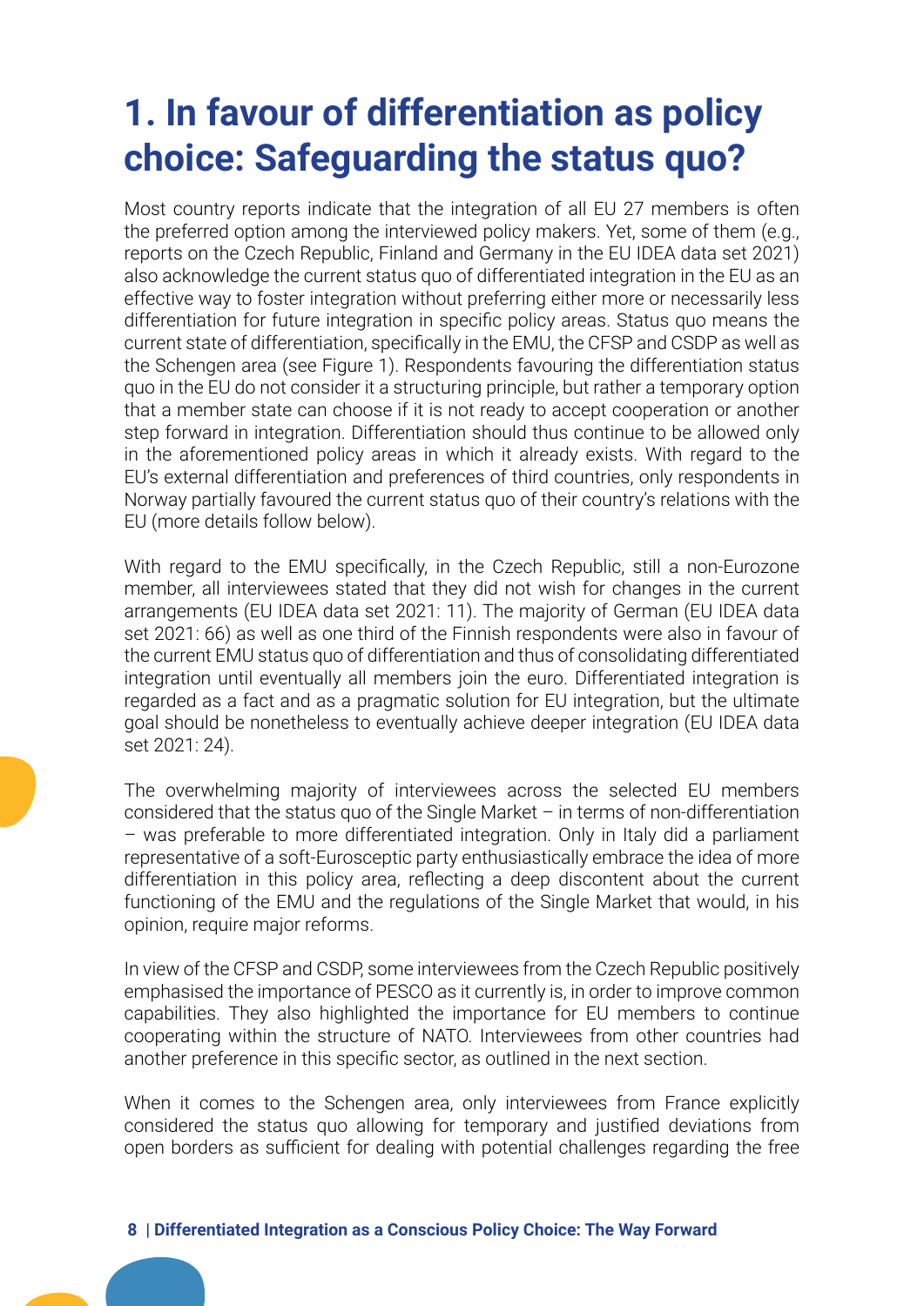# 1. In favour of differentiation as policy choice: Safeguarding the status quo?

Most country reports indicate that the integration of all EU 27 members is often the preferred option among the interviewed policy makers. Yet, some of them (e.g., reports on the Czech Republic, Finland and Germany in the EU IDEA data set 2021) also acknowledge the current status quo of differentiated integration in the EU as an effective way to foster integration without preferring either more or necessarily less differentiation for future integration in specific policy areas. Status quo means the current state of differentiation, specifically in the EMU, the CFSP and CSDP as well as the Schengen area (see Figure 1). Respondents favouring the differentiation status quo in the EU do not consider it a structuring principle, but rather a temporary option that a member state can choose if it is not ready to accept cooperation or another step forward in integration. Differentiation should thus continue to be allowed only in the aforementioned policy areas in which it already exists. With regard to the EU's external differentiation and preferences of third countries, only respondents in Norway partially favoured the current status quo of their country's relations with the EU (more details follow below).

With regard to the EMU specifically, in the Czech Republic, still a non-Eurozone member, all interviewees stated that they did not wish for changes in the current arrangements (EU IDEA data set 2021: 11). The majority of German (EU IDEA data set 2021: 66) as well as one third of the Finnish respondents were also in favour of the current EMU status quo of differentiation and thus of consolidating differentiated integration until eventually all members join the euro. Differentiated integration is regarded as a fact and as a pragmatic solution for EU integration, but the ultimate goal should be nonetheless to eventually achieve deeper integration (EU IDEA data set 2021: 24).

The overwhelming majority of interviewees across the selected EU members considered that the status quo of the Single Market – in terms of non-differentiation – was preferable to more differentiated integration. Only in Italy did a parliament representative of a soft-Eurosceptic party enthusiastically embrace the idea of more differentiation in this policy area, reflecting a deep discontent about the current functioning of the EMU and the regulations of the Single Market that would, in his opinion, require major reforms.

In view of the CFSP and CSDP, some interviewees from the Czech Republic positively emphasised the importance of PESCO as it currently is, in order to improve common capabilities. They also highlighted the importance for EU members to continue cooperating within the structure of NATO. Interviewees from other countries had another preference in this specific sector, as outlined in the next section.

When it comes to the Schengen area, only interviewees from France explicitly considered the status quo allowing for temporary and justified deviations from open borders as sufficient for dealing with potential challenges regarding the free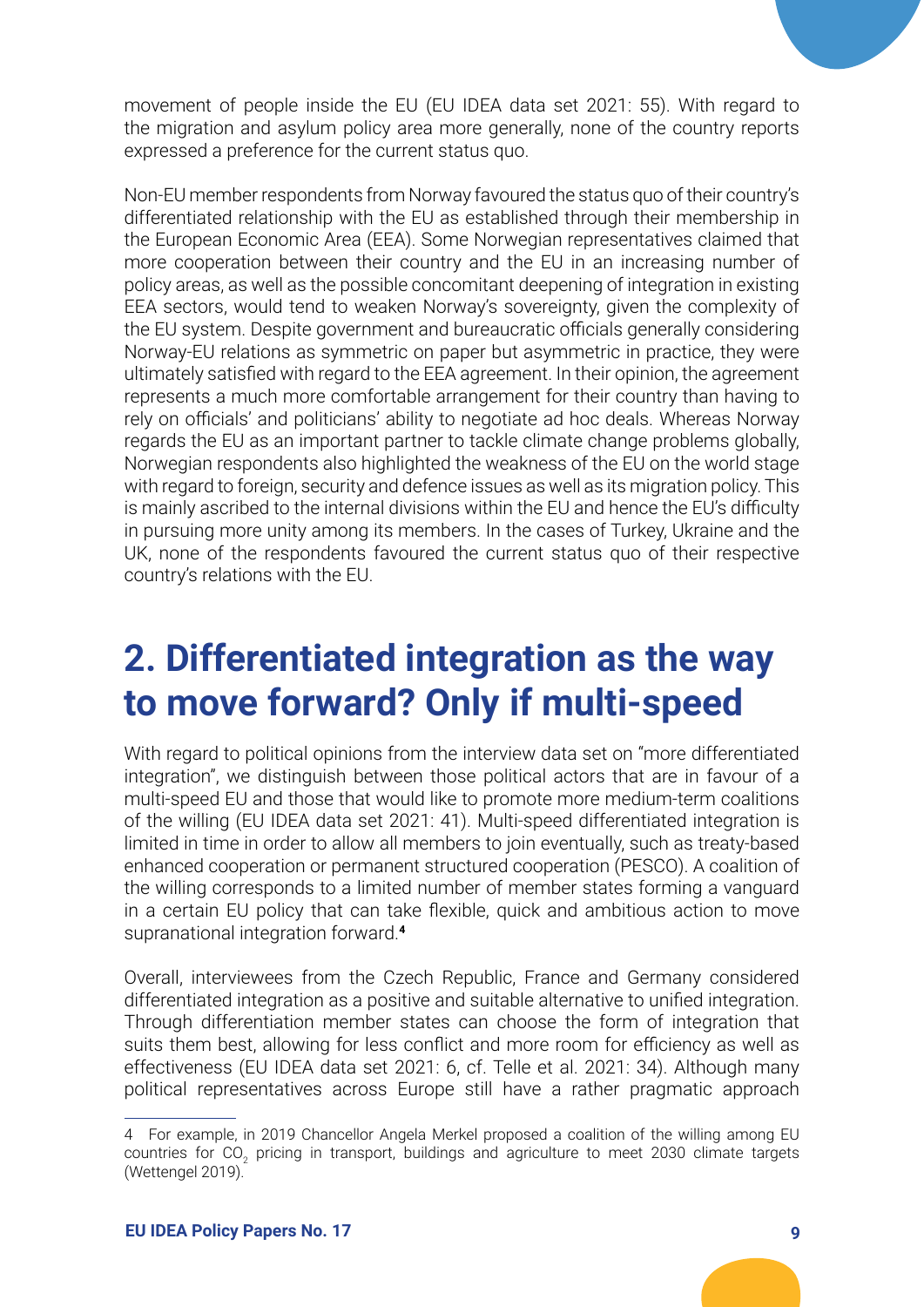movement of people inside the EU (EU IDEA data set 2021: 55). With regard to the migration and asylum policy area more generally, none of the country reports expressed a preference for the current status quo.

Non-EU member respondents from Norway favoured the status quo of their country's differentiated relationship with the EU as established through their membership in the European Economic Area (EEA). Some Norwegian representatives claimed that more cooperation between their country and the EU in an increasing number of policy areas, as well as the possible concomitant deepening of integration in existing EEA sectors, would tend to weaken Norway's sovereignty, given the complexity of the EU system. Despite government and bureaucratic officials generally considering Norway-EU relations as symmetric on paper but asymmetric in practice, they were ultimately satisfied with regard to the EEA agreement. In their opinion, the agreement represents a much more comfortable arrangement for their country than having to rely on officials' and politicians' ability to negotiate ad hoc deals. Whereas Norway regards the EU as an important partner to tackle climate change problems globally, Norwegian respondents also highlighted the weakness of the EU on the world stage with regard to foreign, security and defence issues as well as its migration policy. This is mainly ascribed to the internal divisions within the EU and hence the EU's difficulty in pursuing more unity among its members. In the cases of Turkey, Ukraine and the UK, none of the respondents favoured the current status quo of their respective country's relations with the EU.

# 2. Differentiated integration as the way to move forward? Only if multi-speed

With regard to political opinions from the interview data set on "more differentiated integration", we distinguish between those political actors that are in favour of a multi-speed EU and those that would like to promote more medium-term coalitions of the willing (EU IDEA data set 2021: 41). Multi-speed differentiated integration is limited in time in order to allow all members to join eventually, such as treaty-based enhanced cooperation or permanent structured cooperation (PESCO). A coalition of the willing corresponds to a limited number of member states forming a vanguard in a certain EU policy that can take flexible, quick and ambitious action to move supranational integration forward.[4]

Overall, interviewees from the Czech Republic, France and Germany considered differentiated integration as a positive and suitable alternative to unified integration. Through differentiation member states can choose the form of integration that suits them best, allowing for less conflict and more room for efficiency as well as effectiveness (EU IDEA data set 2021: 6, cf. Telle et al. 2021: 34). Although many political representatives across Europe still have a rather pragmatic approach

4 For example, in 2019 Chancellor Angela Merkel proposed a coalition of the willing among EU countries for $CO_2$ pricing in transport, buildings and agriculture to meet 2030 climate targets (Wettengel 2019).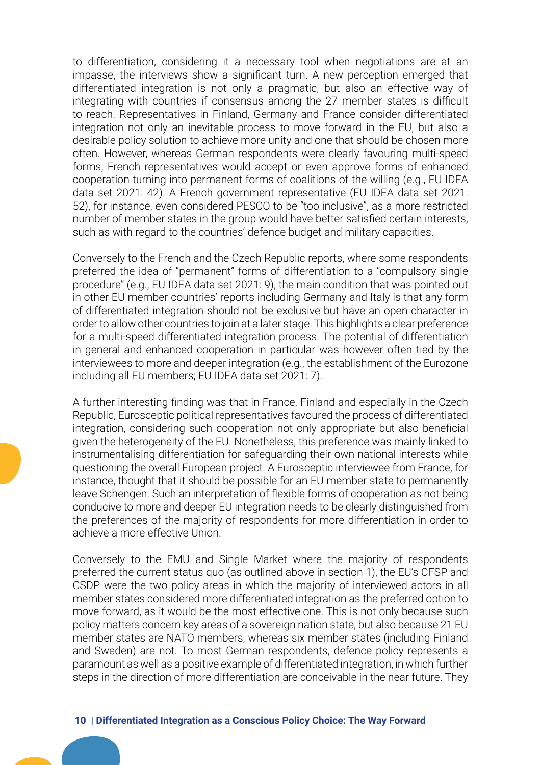to differentiation, considering it a necessary tool when negotiations are at an impasse, the interviews show a significant turn. A new perception emerged that differentiated integration is not only a pragmatic, but also an effective way of integrating with countries if consensus among the 27 member states is difficult to reach. Representatives in Finland, Germany and France consider differentiated integration not only an inevitable process to move forward in the EU, but also a desirable policy solution to achieve more unity and one that should be chosen more often. However, whereas German respondents were clearly favouring multi-speed forms, French representatives would accept or even approve forms of enhanced cooperation turning into permanent forms of coalitions of the willing (e.g., EU IDEA data set 2021: 42). A French government representative (EU IDEA data set 2021: 52), for instance, even considered PESCO to be "too inclusive", as a more restricted number of member states in the group would have better satisfied certain interests, such as with regard to the countries' defence budget and military capacities.

Conversely to the French and the Czech Republic reports, where some respondents preferred the idea of "permanent" forms of differentiation to a "compulsory single procedure" (e.g., EU IDEA data set 2021: 9), the main condition that was pointed out in other EU member countries' reports including Germany and Italy is that any form of differentiated integration should not be exclusive but have an open character in order to allow other countries to join at a later stage. This highlights a clear preference for a multi-speed differentiated integration process. The potential of differentiation in general and enhanced cooperation in particular was however often tied by the interviewees to more and deeper integration (e.g., the establishment of the Eurozone including all EU members; EU IDEA data set 2021: 7).

A further interesting finding was that in France, Finland and especially in the Czech Republic, Eurosceptic political representatives favoured the process of differentiated integration, considering such cooperation not only appropriate but also beneficial given the heterogeneity of the EU. Nonetheless, this preference was mainly linked to instrumentalising differentiation for safeguarding their own national interests while questioning the overall European project. A Eurosceptic interviewee from France, for instance, thought that it should be possible for an EU member state to permanently leave Schengen. Such an interpretation of flexible forms of cooperation as not being conducive to more and deeper EU integration needs to be clearly distinguished from the preferences of the majority of respondents for more differentiation in order to achieve a more effective Union.

Conversely to the EMU and Single Market where the majority of respondents preferred the current status quo (as outlined above in section 1), the EU's CFSP and CSDP were the two policy areas in which the majority of interviewed actors in all member states considered more differentiated integration as the preferred option to move forward, as it would be the most effective one. This is not only because such policy matters concern key areas of a sovereign nation state, but also because 21 EU member states are NATO members, whereas six member states (including Finland and Sweden) are not. To most German respondents, defence policy represents a paramount as well as a positive example of differentiated integration, in which further steps in the direction of more differentiation are conceivable in the near future. They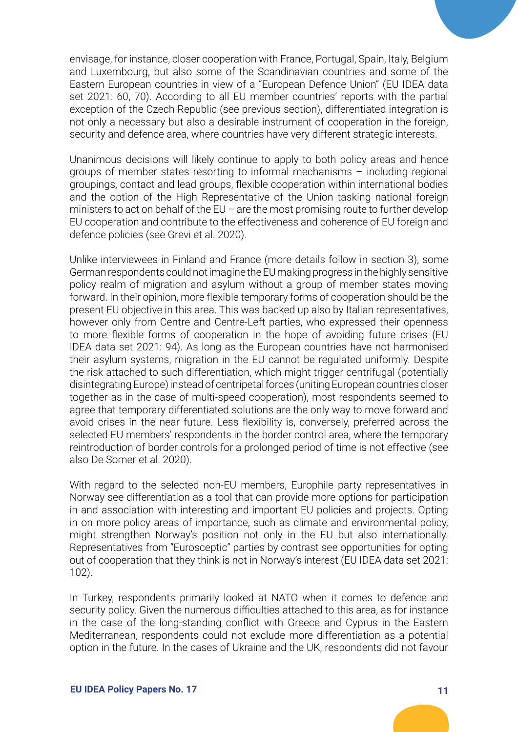envisage, for instance, closer cooperation with France, Portugal, Spain, Italy, Belgium and Luxembourg, but also some of the Scandinavian countries and some of the Eastern European countries in view of a "European Defence Union" (EU IDEA data set 2021: 60, 70). According to all EU member countries' reports with the partial exception of the Czech Republic (see previous section), differentiated integration is not only a necessary but also a desirable instrument of cooperation in the foreign, security and defence area, where countries have very different strategic interests.

Unanimous decisions will likely continue to apply to both policy areas and hence groups of member states resorting to informal mechanisms – including regional groupings, contact and lead groups, flexible cooperation within international bodies and the option of the High Representative of the Union tasking national foreign ministers to act on behalf of the EU – are the most promising route to further develop EU cooperation and contribute to the effectiveness and coherence of EU foreign and defence policies (see Grevi et al. 2020).

Unlike interviewees in Finland and France (more details follow in section 3), some German respondents could not imagine the EU making progress in the highly sensitive policy realm of migration and asylum without a group of member states moving forward. In their opinion, more flexible temporary forms of cooperation should be the present EU objective in this area. This was backed up also by Italian representatives, however only from Centre and Centre-Left parties, who expressed their openness to more flexible forms of cooperation in the hope of avoiding future crises (EU IDEA data set 2021: 94). As long as the European countries have not harmonised their asylum systems, migration in the EU cannot be regulated uniformly. Despite the risk attached to such differentiation, which might trigger centrifugal (potentially disintegrating Europe) instead of centripetal forces (uniting European countries closer together as in the case of multi-speed cooperation), most respondents seemed to agree that temporary differentiated solutions are the only way to move forward and avoid crises in the near future. Less flexibility is, conversely, preferred across the selected EU members' respondents in the border control area, where the temporary reintroduction of border controls for a prolonged period of time is not effective (see also De Somer et al. 2020).

With regard to the selected non-EU members, Europhile party representatives in Norway see differentiation as a tool that can provide more options for participation in and association with interesting and important EU policies and projects. Opting in on more policy areas of importance, such as climate and environmental policy, might strengthen Norway's position not only in the EU but also internationally. Representatives from "Eurosceptic" parties by contrast see opportunities for opting out of cooperation that they think is not in Norway's interest (EU IDEA data set 2021: 102).

In Turkey, respondents primarily looked at NATO when it comes to defence and security policy. Given the numerous difficulties attached to this area, as for instance in the case of the long-standing conflict with Greece and Cyprus in the Eastern Mediterranean, respondents could not exclude more differentiation as a potential option in the future. In the cases of Ukraine and the UK, respondents did not favour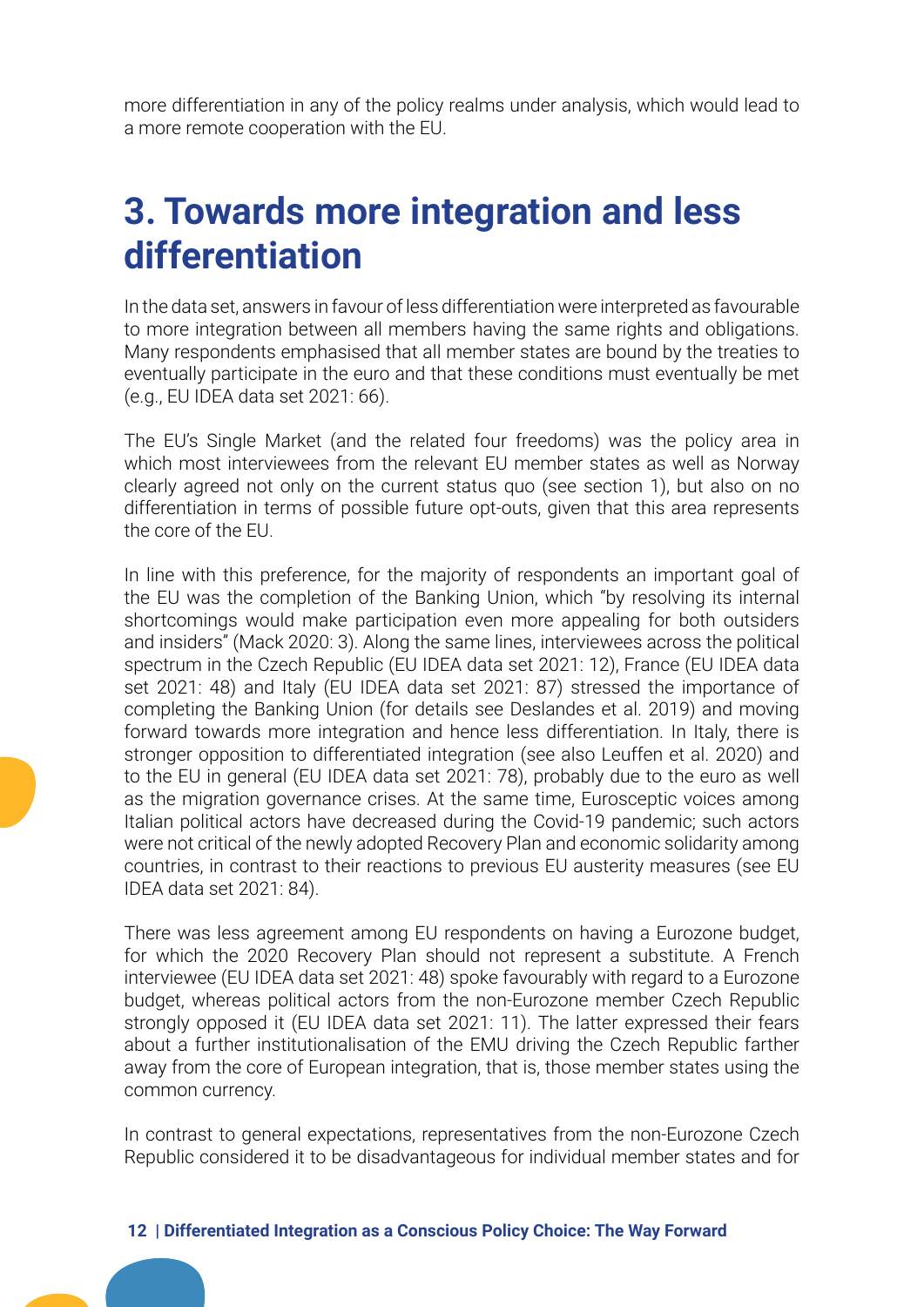more differentiation in any of the policy realms under analysis, which would lead to a more remote cooperation with the EU.

## 3. Towards more integration and less differentiation

In the data set, answers in favour of less differentiation were interpreted as favourable to more integration between all members having the same rights and obligations. Many respondents emphasised that all member states are bound by the treaties to eventually participate in the euro and that these conditions must eventually be met (e.g., EU IDEA data set 2021: 66).

The EU's Single Market (and the related four freedoms) was the policy area in which most interviewees from the relevant EU member states as well as Norway clearly agreed not only on the current status quo (see section 1), but also on no differentiation in terms of possible future opt-outs, given that this area represents the core of the EU.

In line with this preference, for the majority of respondents an important goal of the EU was the completion of the Banking Union, which "by resolving its internal shortcomings would make participation even more appealing for both outsiders and insiders" (Mack 2020: 3). Along the same lines, interviewees across the political spectrum in the Czech Republic (EU IDEA data set 2021: 12), France (EU IDEA data set 2021: 48) and Italy (EU IDEA data set 2021: 87) stressed the importance of completing the Banking Union (for details see Deslandes et al. 2019) and moving forward towards more integration and hence less differentiation. In Italy, there is stronger opposition to differentiated integration (see also Leuffen et al. 2020) and to the EU in general (EU IDEA data set 2021: 78), probably due to the euro as well as the migration governance crises. At the same time, Eurosceptic voices among Italian political actors have decreased during the Covid-19 pandemic; such actors were not critical of the newly adopted Recovery Plan and economic solidarity among countries, in contrast to their reactions to previous EU austerity measures (see EU IDEA data set 2021: 84).

There was less agreement among EU respondents on having a Eurozone budget, for which the 2020 Recovery Plan should not represent a substitute. A French interviewee (EU IDEA data set 2021: 48) spoke favourably with regard to a Eurozone budget, whereas political actors from the non-Eurozone member Czech Republic strongly opposed it (EU IDEA data set 2021: 11). The latter expressed their fears about a further institutionalisation of the EMU driving the Czech Republic farther away from the core of European integration, that is, those member states using the common currency.

In contrast to general expectations, representatives from the non-Eurozone Czech Republic considered it to be disadvantageous for individual member states and for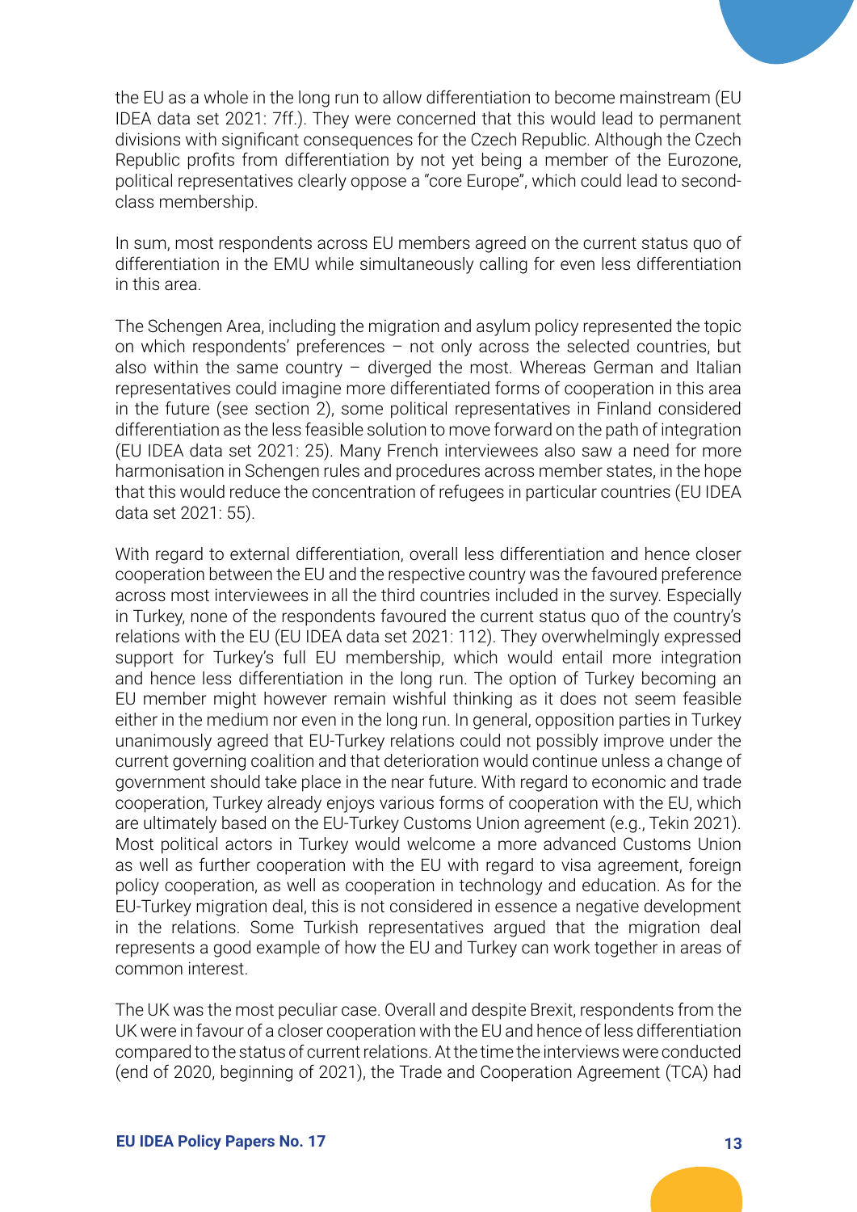the EU as a whole in the long run to allow differentiation to become mainstream (EU IDEA data set 2021: 7ff.). They were concerned that this would lead to permanent divisions with significant consequences for the Czech Republic. Although the Czech Republic profits from differentiation by not yet being a member of the Eurozone, political representatives clearly oppose a "core Europe", which could lead to second-class membership.

In sum, most respondents across EU members agreed on the current status quo of differentiation in the EMU while simultaneously calling for even less differentiation in this area.

The Schengen Area, including the migration and asylum policy represented the topic on which respondents' preferences – not only across the selected countries, but also within the same country – diverged the most. Whereas German and Italian representatives could imagine more differentiated forms of cooperation in this area in the future (see section 2), some political representatives in Finland considered differentiation as the less feasible solution to move forward on the path of integration (EU IDEA data set 2021: 25). Many French interviewees also saw a need for more harmonisation in Schengen rules and procedures across member states, in the hope that this would reduce the concentration of refugees in particular countries (EU IDEA data set 2021: 55).

With regard to external differentiation, overall less differentiation and hence closer cooperation between the EU and the respective country was the favoured preference across most interviewees in all the third countries included in the survey. Especially in Turkey, none of the respondents favoured the current status quo of the country's relations with the EU (EU IDEA data set 2021: 112). They overwhelmingly expressed support for Turkey's full EU membership, which would entail more integration and hence less differentiation in the long run. The option of Turkey becoming an EU member might however remain wishful thinking as it does not seem feasible either in the medium nor even in the long run. In general, opposition parties in Turkey unanimously agreed that EU-Turkey relations could not possibly improve under the current governing coalition and that deterioration would continue unless a change of government should take place in the near future. With regard to economic and trade cooperation, Turkey already enjoys various forms of cooperation with the EU, which are ultimately based on the EU-Turkey Customs Union agreement (e.g., Tekin 2021). Most political actors in Turkey would welcome a more advanced Customs Union as well as further cooperation with the EU with regard to visa agreement, foreign policy cooperation, as well as cooperation in technology and education. As for the EU-Turkey migration deal, this is not considered in essence a negative development in the relations. Some Turkish representatives argued that the migration deal represents a good example of how the EU and Turkey can work together in areas of common interest.

The UK was the most peculiar case. Overall and despite Brexit, respondents from the UK were in favour of a closer cooperation with the EU and hence of less differentiation compared to the status of current relations. At the time the interviews were conducted (end of 2020, beginning of 2021), the Trade and Cooperation Agreement (TCA) had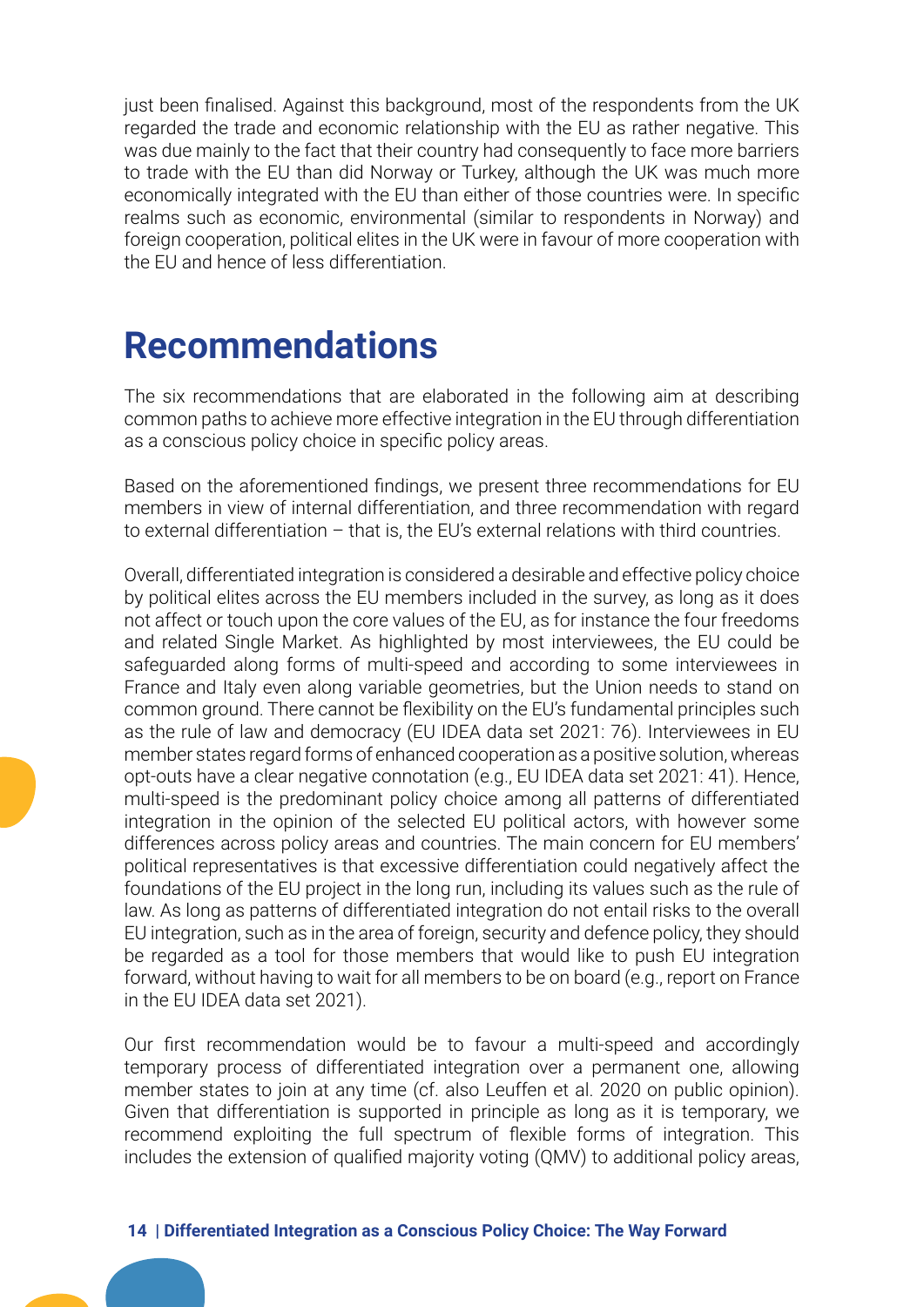just been finalised. Against this background, most of the respondents from the UK regarded the trade and economic relationship with the EU as rather negative. This was due mainly to the fact that their country had consequently to face more barriers to trade with the EU than did Norway or Turkey, although the UK was much more economically integrated with the EU than either of those countries were. In specific realms such as economic, environmental (similar to respondents in Norway) and foreign cooperation, political elites in the UK were in favour of more cooperation with the EU and hence of less differentiation.

# Recommendations

The six recommendations that are elaborated in the following aim at describing common paths to achieve more effective integration in the EU through differentiation as a conscious policy choice in specific policy areas.

Based on the aforementioned findings, we present three recommendations for EU members in view of internal differentiation, and three recommendation with regard to external differentiation – that is, the EU's external relations with third countries.

Overall, differentiated integration is considered a desirable and effective policy choice by political elites across the EU members included in the survey, as long as it does not affect or touch upon the core values of the EU, as for instance the four freedoms and related Single Market. As highlighted by most interviewees, the EU could be safeguarded along forms of multi-speed and according to some interviewees in France and Italy even along variable geometries, but the Union needs to stand on common ground. There cannot be flexibility on the EU's fundamental principles such as the rule of law and democracy (EU IDEA data set 2021: 76). Interviewees in EU member states regard forms of enhanced cooperation as a positive solution, whereas opt-outs have a clear negative connotation (e.g., EU IDEA data set 2021: 41). Hence, multi-speed is the predominant policy choice among all patterns of differentiated integration in the opinion of the selected EU political actors, with however some differences across policy areas and countries. The main concern for EU members' political representatives is that excessive differentiation could negatively affect the foundations of the EU project in the long run, including its values such as the rule of law. As long as patterns of differentiated integration do not entail risks to the overall EU integration, such as in the area of foreign, security and defence policy, they should be regarded as a tool for those members that would like to push EU integration forward, without having to wait for all members to be on board (e.g., report on France in the EU IDEA data set 2021).

Our first recommendation would be to favour a multi-speed and accordingly temporary process of differentiated integration over a permanent one, allowing member states to join at any time (cf. also Leuffen et al. 2020 on public opinion). Given that differentiation is supported in principle as long as it is temporary, we recommend exploiting the full spectrum of flexible forms of integration. This includes the extension of qualified majority voting (QMV) to additional policy areas,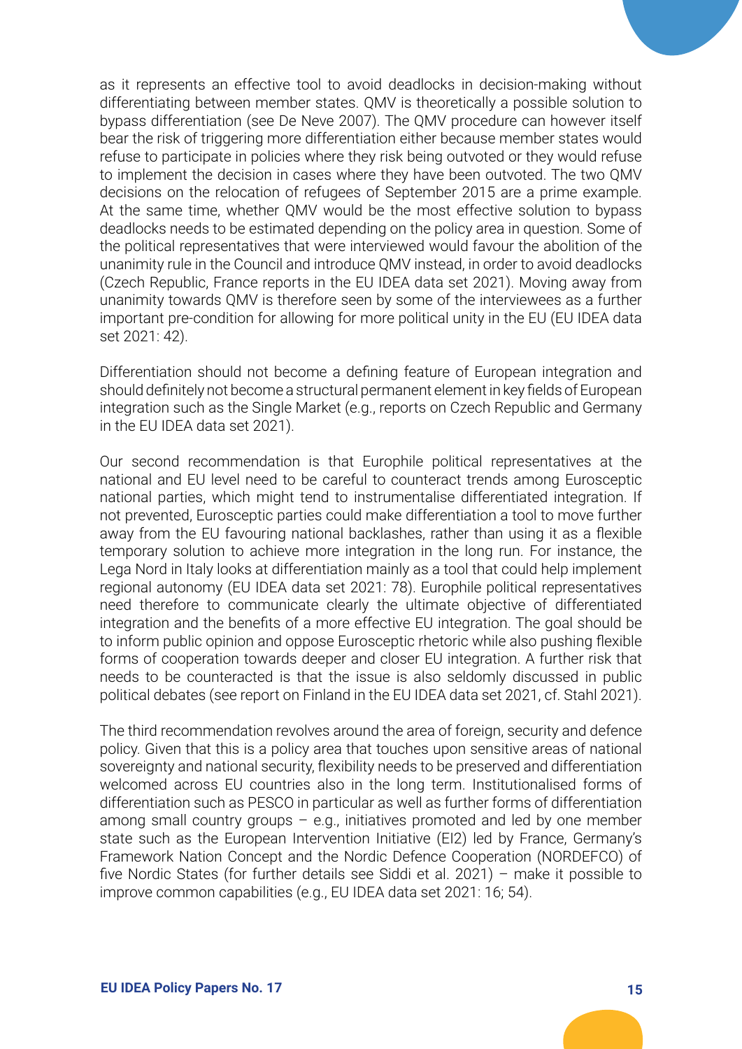as it represents an effective tool to avoid deadlocks in decision-making without differentiating between member states. QMV is theoretically a possible solution to bypass differentiation (see De Neve 2007). The QMV procedure can however itself bear the risk of triggering more differentiation either because member states would refuse to participate in policies where they risk being outvoted or they would refuse to implement the decision in cases where they have been outvoted. The two QMV decisions on the relocation of refugees of September 2015 are a prime example. At the same time, whether QMV would be the most effective solution to bypass deadlocks needs to be estimated depending on the policy area in question. Some of the political representatives that were interviewed would favour the abolition of the unanimity rule in the Council and introduce QMV instead, in order to avoid deadlocks (Czech Republic, France reports in the EU IDEA data set 2021). Moving away from unanimity towards QMV is therefore seen by some of the interviewees as a further important pre-condition for allowing for more political unity in the EU (EU IDEA data set 2021: 42).

Differentiation should not become a defining feature of European integration and should definitely not become a structural permanent element in key fields of European integration such as the Single Market (e.g., reports on Czech Republic and Germany in the EU IDEA data set 2021).

Our second recommendation is that Europhile political representatives at the national and EU level need to be careful to counteract trends among Eurosceptic national parties, which might tend to instrumentalise differentiated integration. If not prevented, Eurosceptic parties could make differentiation a tool to move further away from the EU favouring national backlashes, rather than using it as a flexible temporary solution to achieve more integration in the long run. For instance, the Lega Nord in Italy looks at differentiation mainly as a tool that could help implement regional autonomy (EU IDEA data set 2021: 78). Europhile political representatives need therefore to communicate clearly the ultimate objective of differentiated integration and the benefits of a more effective EU integration. The goal should be to inform public opinion and oppose Eurosceptic rhetoric while also pushing flexible forms of cooperation towards deeper and closer EU integration. A further risk that needs to be counteracted is that the issue is also seldomly discussed in public political debates (see report on Finland in the EU IDEA data set 2021, cf. Stahl 2021).

The third recommendation revolves around the area of foreign, security and defence policy. Given that this is a policy area that touches upon sensitive areas of national sovereignty and national security, flexibility needs to be preserved and differentiation welcomed across EU countries also in the long term. Institutionalised forms of differentiation such as PESCO in particular as well as further forms of differentiation among small country groups – e.g., initiatives promoted and led by one member state such as the European Intervention Initiative (EI2) led by France, Germany's Framework Nation Concept and the Nordic Defence Cooperation (NORDEFCO) of five Nordic States (for further details see Siddi et al. 2021) – make it possible to improve common capabilities (e.g., EU IDEA data set 2021: 16; 54).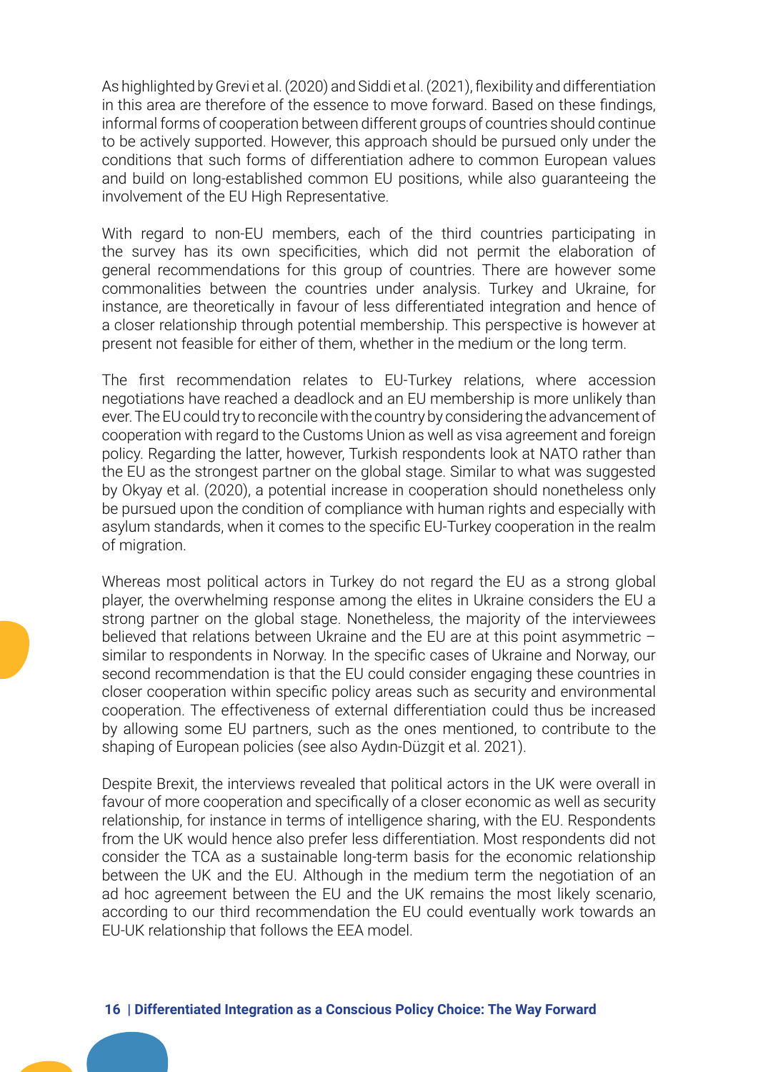As highlighted by Grevi et al. (2020) and Siddi et al. (2021), flexibility and differentiation in this area are therefore of the essence to move forward. Based on these findings, informal forms of cooperation between different groups of countries should continue to be actively supported. However, this approach should be pursued only under the conditions that such forms of differentiation adhere to common European values and build on long-established common EU positions, while also guaranteeing the involvement of the EU High Representative.

With regard to non-EU members, each of the third countries participating in the survey has its own specificities, which did not permit the elaboration of general recommendations for this group of countries. There are however some commonalities between the countries under analysis. Turkey and Ukraine, for instance, are theoretically in favour of less differentiated integration and hence of a closer relationship through potential membership. This perspective is however at present not feasible for either of them, whether in the medium or the long term.

The first recommendation relates to EU-Turkey relations, where accession negotiations have reached a deadlock and an EU membership is more unlikely than ever. The EU could try to reconcile with the country by considering the advancement of cooperation with regard to the Customs Union as well as visa agreement and foreign policy. Regarding the latter, however, Turkish respondents look at NATO rather than the EU as the strongest partner on the global stage. Similar to what was suggested by Okyay et al. (2020), a potential increase in cooperation should nonetheless only be pursued upon the condition of compliance with human rights and especially with asylum standards, when it comes to the specific EU-Turkey cooperation in the realm of migration.

Whereas most political actors in Turkey do not regard the EU as a strong global player, the overwhelming response among the elites in Ukraine considers the EU a strong partner on the global stage. Nonetheless, the majority of the interviewees believed that relations between Ukraine and the EU are at this point asymmetric – similar to respondents in Norway. In the specific cases of Ukraine and Norway, our second recommendation is that the EU could consider engaging these countries in closer cooperation within specific policy areas such as security and environmental cooperation. The effectiveness of external differentiation could thus be increased by allowing some EU partners, such as the ones mentioned, to contribute to the shaping of European policies (see also Aydın-Düzgit et al. 2021).

Despite Brexit, the interviews revealed that political actors in the UK were overall in favour of more cooperation and specifically of a closer economic as well as security relationship, for instance in terms of intelligence sharing, with the EU. Respondents from the UK would hence also prefer less differentiation. Most respondents did not consider the TCA as a sustainable long-term basis for the economic relationship between the UK and the EU. Although in the medium term the negotiation of an ad hoc agreement between the EU and the UK remains the most likely scenario, according to our third recommendation the EU could eventually work towards an EU-UK relationship that follows the EEA model.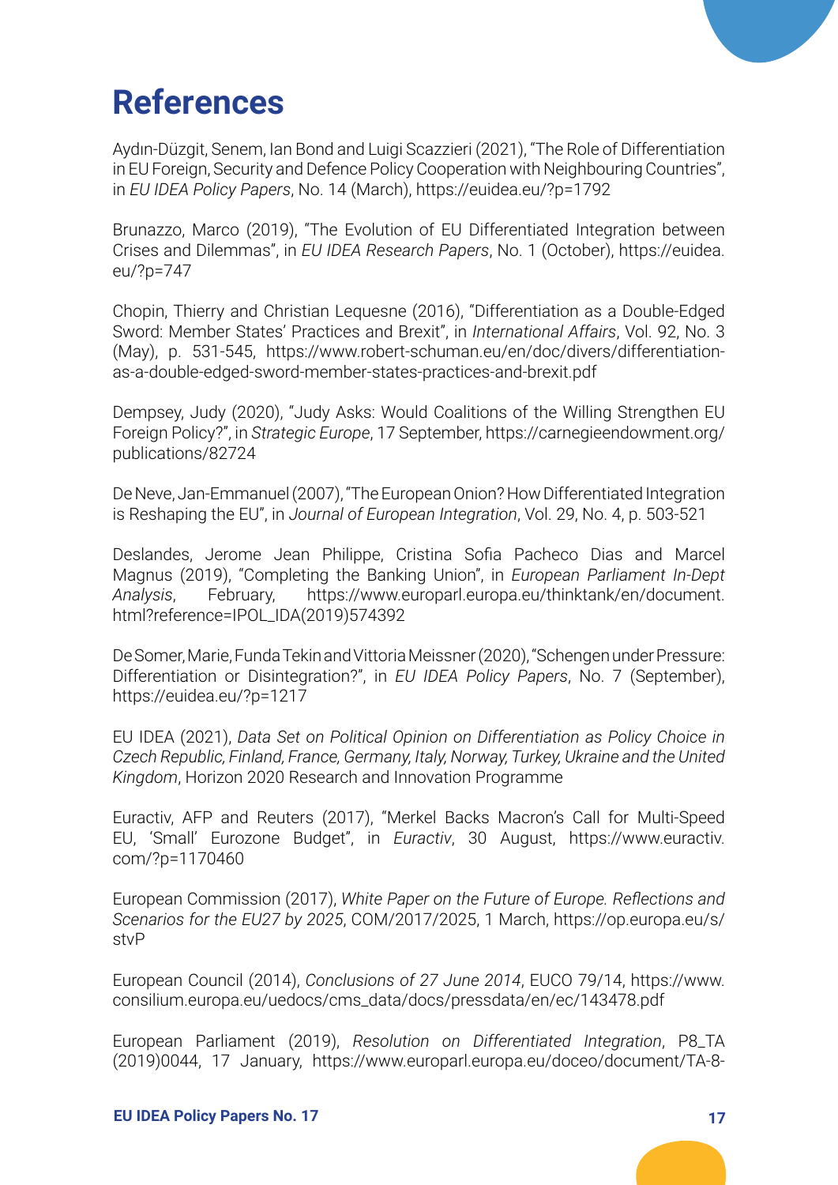# References

Aydın-Düzgit, Senem, Ian Bond and Luigi Scazzieri (2021), "The Role of Differentiation in EU Foreign, Security and Defence Policy Cooperation with Neighbouring Countries", in *EU IDEA Policy Papers*, No. 14 (March), https://euidea.eu/?p=1792

Brunazzo, Marco (2019), "The Evolution of EU Differentiated Integration between Crises and Dilemmas", in *EU IDEA Research Papers*, No. 1 (October), https://euidea.eu/?p=747

Chopin, Thierry and Christian Lequesne (2016), "Differentiation as a Double-Edged Sword: Member States' Practices and Brexit", in *International Affairs*, Vol. 92, No. 3 (May), p. 531-545, https://www.robert-schuman.eu/en/doc/divers/differentiation-as-a-double-edged-sword-member-states-practices-and-brexit.pdf

Dempsey, Judy (2020), "Judy Asks: Would Coalitions of the Willing Strengthen EU Foreign Policy?", in *Strategic Europe*, 17 September, https://carnegieendowment.org/publications/82724

De Neve, Jan-Emmanuel (2007), "The European Onion? How Differentiated Integration is Reshaping the EU", in *Journal of European Integration*, Vol. 29, No. 4, p. 503-521

Deslandes, Jerome Jean Philippe, Cristina Sofia Pacheco Dias and Marcel Magnus (2019), "Completing the Banking Union", in *European Parliament In-Dept Analysis*, February, https://www.europarl.europa.eu/thinktank/en/document.html?reference=IPOL_IDA(2019)574392

De Somer, Marie, Funda Tekin and Vittoria Meissner (2020), "Schengen under Pressure: Differentiation or Disintegration?", in *EU IDEA Policy Papers*, No. 7 (September), https://euidea.eu/?p=1217

EU IDEA (2021), *Data Set on Political Opinion on Differentiation as Policy Choice in Czech Republic, Finland, France, Germany, Italy, Norway, Turkey, Ukraine and the United Kingdom*, Horizon 2020 Research and Innovation Programme

Euractiv, AFP and Reuters (2017), "Merkel Backs Macron's Call for Multi-Speed EU, 'Small' Eurozone Budget", in *Euractiv*, 30 August, https://www.euractiv.com/?p=1170460

European Commission (2017), *White Paper on the Future of Europe. Reflections and Scenarios for the EU27 by 2025*, COM/2017/2025, 1 March, https://op.europa.eu/s/stvP

European Council (2014), *Conclusions of 27 June 2014*, EUCO 79/14, https://www.consilium.europa.eu/uedocs/cms_data/docs/pressdata/en/ec/143478.pdf

European Parliament (2019), *Resolution on Differentiated Integration*, P8_TA (2019)0044, 17 January, https://www.europarl.europa.eu/doceo/document/TA-8-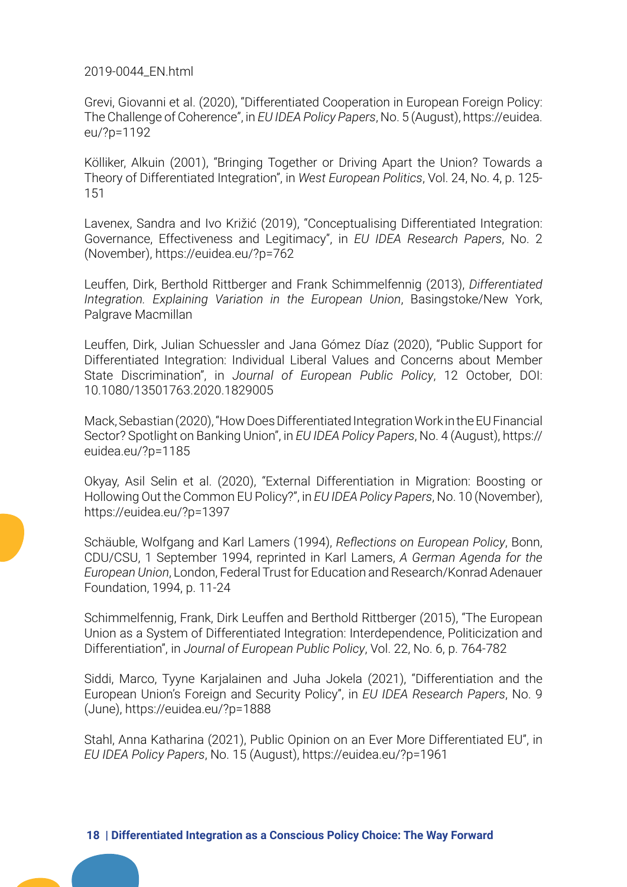2019-0044_EN.html

Grevi, Giovanni et al. (2020), "Differentiated Cooperation in European Foreign Policy: The Challenge of Coherence", in *EU IDEA Policy Papers*, No. 5 (August), https://euidea.eu/?p=1192

Kölliker, Alkuin (2001), "Bringing Together or Driving Apart the Union? Towards a Theory of Differentiated Integration", in *West European Politics*, Vol. 24, No. 4, p. 125-151

Lavenex, Sandra and Ivo Križić (2019), "Conceptualising Differentiated Integration: Governance, Effectiveness and Legitimacy", in *EU IDEA Research Papers*, No. 2 (November), https://euidea.eu/?p=762

Leuffen, Dirk, Berthold Rittberger and Frank Schimmelfennig (2013), *Differentiated Integration. Explaining Variation in the European Union*, Basingstoke/New York, Palgrave Macmillan

Leuffen, Dirk, Julian Schuessler and Jana Gómez Díaz (2020), "Public Support for Differentiated Integration: Individual Liberal Values and Concerns about Member State Discrimination", in *Journal of European Public Policy*, 12 October, DOI: 10.1080/13501763.2020.1829005

Mack, Sebastian (2020), "How Does Differentiated Integration Work in the EU Financial Sector? Spotlight on Banking Union", in *EU IDEA Policy Papers*, No. 4 (August), https://euidea.eu/?p=1185

Okyay, Asil Selin et al. (2020), "External Differentiation in Migration: Boosting or Hollowing Out the Common EU Policy?", in *EU IDEA Policy Papers*, No. 10 (November), https://euidea.eu/?p=1397

Schäuble, Wolfgang and Karl Lamers (1994), *Reflections on European Policy*, Bonn, CDU/CSU, 1 September 1994, reprinted in Karl Lamers, *A German Agenda for the European Union*, London, Federal Trust for Education and Research/Konrad Adenauer Foundation, 1994, p. 11-24

Schimmelfennig, Frank, Dirk Leuffen and Berthold Rittberger (2015), "The European Union as a System of Differentiated Integration: Interdependence, Politicization and Differentiation", in *Journal of European Public Policy*, Vol. 22, No. 6, p. 764-782

Siddi, Marco, Tyyne Karjalainen and Juha Jokela (2021), "Differentiation and the European Union's Foreign and Security Policy", in *EU IDEA Research Papers*, No. 9 (June), https://euidea.eu/?p=1888

Stahl, Anna Katharina (2021), Public Opinion on an Ever More Differentiated EU", in *EU IDEA Policy Papers*, No. 15 (August), https://euidea.eu/?p=1961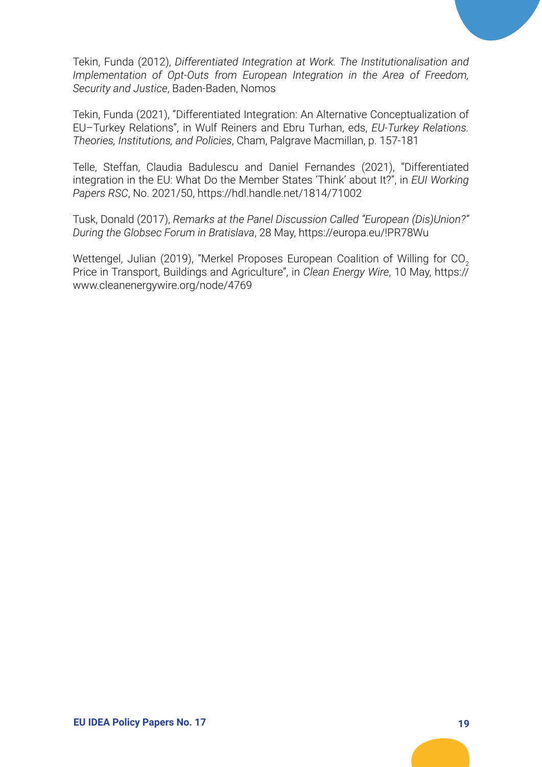Tekin, Funda (2012), *Differentiated Integration at Work. The Institutionalisation and Implementation of Opt-Outs from European Integration in the Area of Freedom, Security and Justice*, Baden-Baden, Nomos

Tekin, Funda (2021), "Differentiated Integration: An Alternative Conceptualization of EU–Turkey Relations", in Wulf Reiners and Ebru Turhan, eds, *EU-Turkey Relations. Theories, Institutions, and Policies*, Cham, Palgrave Macmillan, p. 157-181

Telle, Steffan, Claudia Badulescu and Daniel Fernandes (2021), "Differentiated integration in the EU: What Do the Member States 'Think' about It?", in *EUI Working Papers RSC*, No. 2021/50, https://hdl.handle.net/1814/71002

Tusk, Donald (2017), *Remarks at the Panel Discussion Called "European (Dis)Union?" During the Globsec Forum in Bratislava*, 28 May, https://europa.eu/!PR78Wu

Wettengel, Julian (2019), "Merkel Proposes European Coalition of Willing for $CO_2$ Price in Transport, Buildings and Agriculture", in *Clean Energy Wire*, 10 May, https://www.cleanenergywire.org/node/4769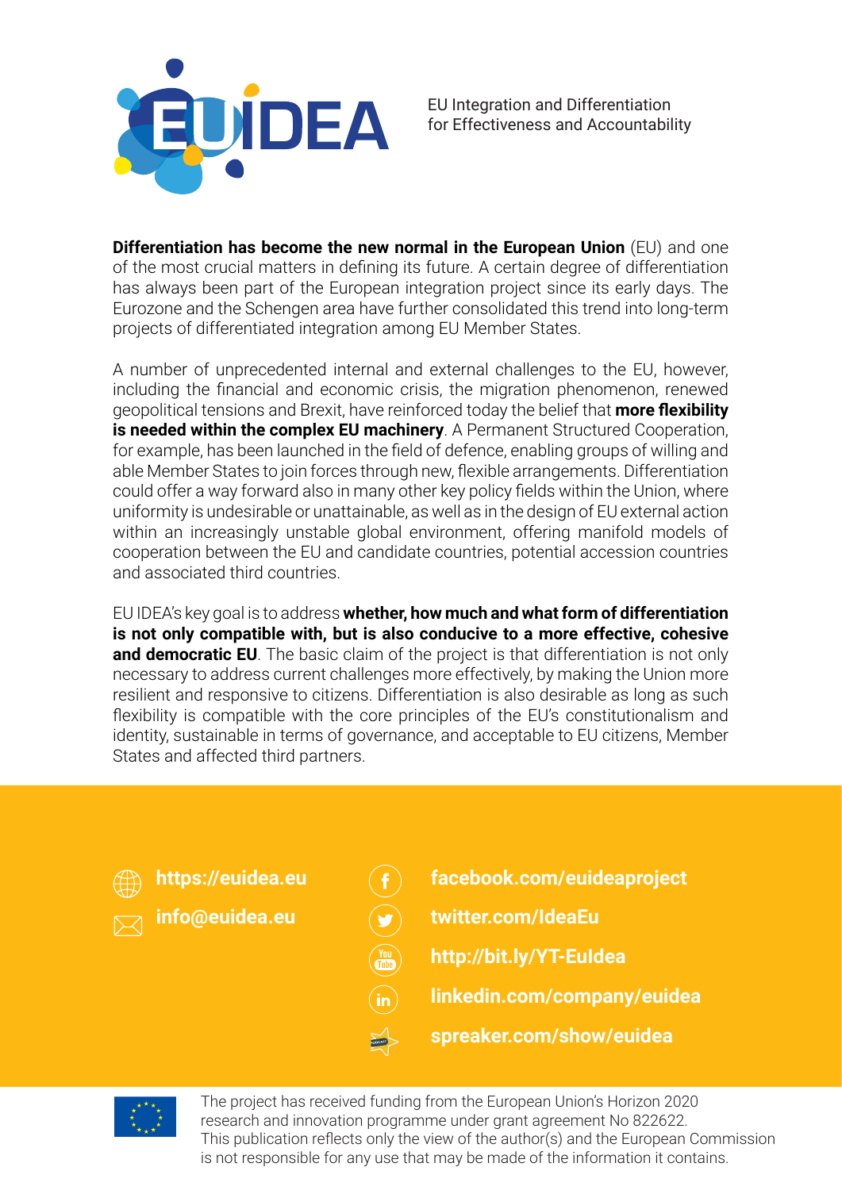EUIDEA

EU Integration and Differentiation
for Effectiveness and Accountability

**Differentiation has become the new normal in the European Union** (EU) and one of the most crucial matters in defining its future. A certain degree of differentiation has always been part of the European integration project since its early days. The Eurozone and the Schengen area have further consolidated this trend into long-term projects of differentiated integration among EU Member States.

A number of unprecedented internal and external challenges to the EU, however, including the financial and economic crisis, the migration phenomenon, renewed geopolitical tensions and Brexit, have reinforced today the belief that **more flexibility is needed within the complex EU machinery**. A Permanent Structured Cooperation, for example, has been launched in the field of defence, enabling groups of willing and able Member States to join forces through new, flexible arrangements. Differentiation could offer a way forward also in many other key policy fields within the Union, where uniformity is undesirable or unattainable, as well as in the design of EU external action within an increasingly unstable global environment, offering manifold models of cooperation between the EU and candidate countries, potential accession countries and associated third countries.

EU IDEA's key goal is to address **whether, how much and what form of differentiation is not only compatible with, but is also conducive to a more effective, cohesive and democratic EU**. The basic claim of the project is that differentiation is not only necessary to address current challenges more effectively, by making the Union more resilient and responsive to citizens. Differentiation is also desirable as long as such flexibility is compatible with the core principles of the EU's constitutionalism and identity, sustainable in terms of governance, and acceptable to EU citizens, Member States and affected third partners.

**https://euidea.eu**

**info@euidea.eu**

**facebook.com/euideaproject**

**twitter.com/IdeaEu**

**http://bit.ly/YT-EuIdea**

**linkedin.com/company/euidea**

**spreaker.com/show/euidea**

The project has received funding from the European Union's Horizon 2020 research and innovation programme under grant agreement No 822622.
This publication reflects only the view of the author(s) and the European Commission is not responsible for any use that may be made of the information it contains.